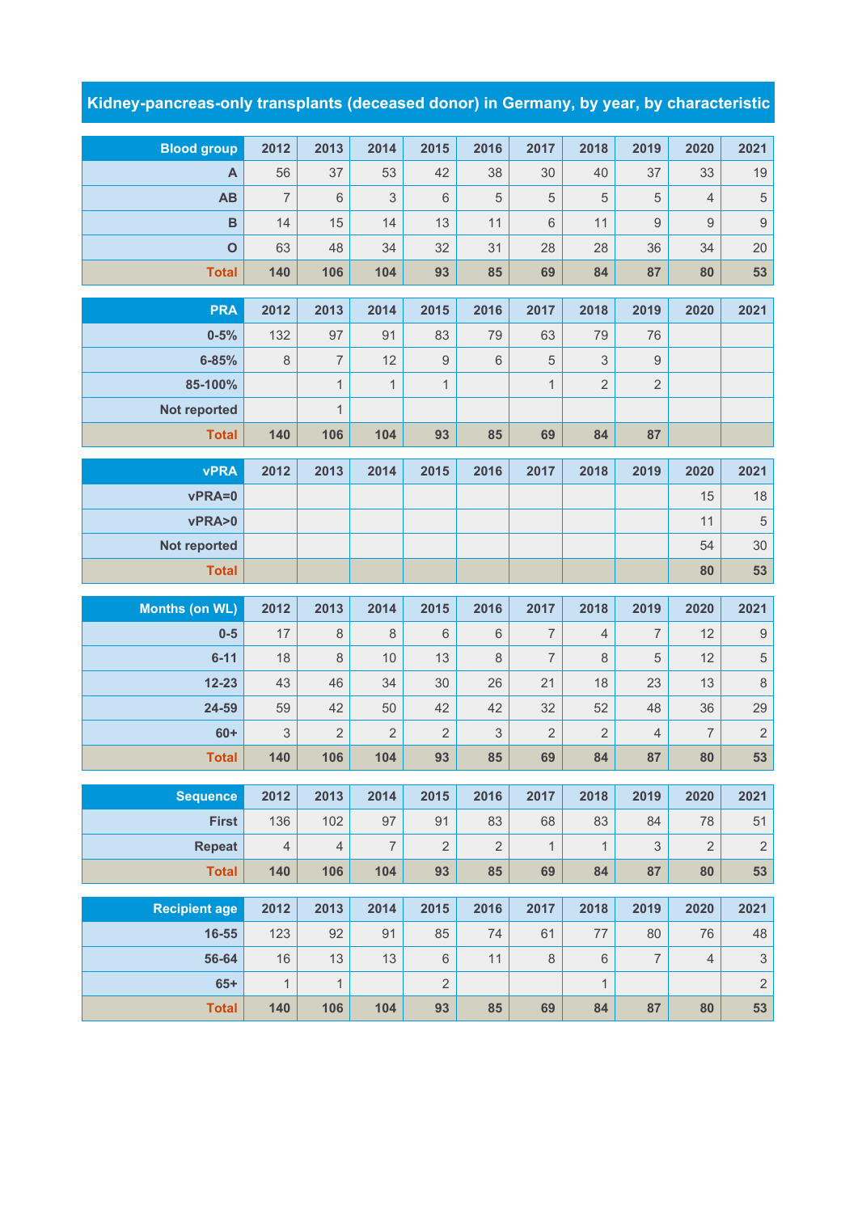# Kidney-pancreas-only transplants (deceased donor) in Germany, by year, by characteristic

| Blood group | 2012 | 2013 | 2014 | 2015 | 2016 | 2017 | 2018 | 2019 | 2020 | 2021 |
|---|---|---|---|---|---|---|---|---|---|---|
| A | 56 | 37 | 53 | 42 | 38 | 30 | 40 | 37 | 33 | 19 |
| AB | 7 | 6 | 3 | 6 | 5 | 5 | 5 | 5 | 4 | 5 |
| B | 14 | 15 | 14 | 13 | 11 | 6 | 11 | 9 | 9 | 9 |
| O | 63 | 48 | 34 | 32 | 31 | 28 | 28 | 36 | 34 | 20 |
| **Total** | **140** | **106** | **104** | **93** | **85** | **69** | **84** | **87** | **80** | **53** |

| PRA | 2012 | 2013 | 2014 | 2015 | 2016 | 2017 | 2018 | 2019 | 2020 | 2021 |
|---|---|---|---|---|---|---|---|---|---|---|
| 0-5% | 132 | 97 | 91 | 83 | 79 | 63 | 79 | 76 | | |
| 6-85% | 8 | 7 | 12 | 9 | 6 | 5 | 3 | 9 | | |
| 85-100% | | 1 | 1 | 1 | | 1 | 2 | 2 | | |
| Not reported | | 1 | | | | | | | | |
| **Total** | **140** | **106** | **104** | **93** | **85** | **69** | **84** | **87** | | |

| vPRA | 2012 | 2013 | 2014 | 2015 | 2016 | 2017 | 2018 | 2019 | 2020 | 2021 |
|---|---|---|---|---|---|---|---|---|---|---|
| vPRA=0 | | | | | | | | | 15 | 18 |
| vPRA>0 | | | | | | | | | 11 | 5 |
| Not reported | | | | | | | | | 54 | 30 |
| **Total** | | | | | | | | | **80** | **53** |

| Months (on WL) | 2012 | 2013 | 2014 | 2015 | 2016 | 2017 | 2018 | 2019 | 2020 | 2021 |
|---|---|---|---|---|---|---|---|---|---|---|
| 0-5 | 17 | 8 | 8 | 6 | 6 | 7 | 4 | 7 | 12 | 9 |
| 6-11 | 18 | 8 | 10 | 13 | 8 | 7 | 8 | 5 | 12 | 5 |
| 12-23 | 43 | 46 | 34 | 30 | 26 | 21 | 18 | 23 | 13 | 8 |
| 24-59 | 59 | 42 | 50 | 42 | 42 | 32 | 52 | 48 | 36 | 29 |
| 60+ | 3 | 2 | 2 | 2 | 3 | 2 | 2 | 4 | 7 | 2 |
| **Total** | **140** | **106** | **104** | **93** | **85** | **69** | **84** | **87** | **80** | **53** |

| Sequence | 2012 | 2013 | 2014 | 2015 | 2016 | 2017 | 2018 | 2019 | 2020 | 2021 |
|---|---|---|---|---|---|---|---|---|---|---|
| First | 136 | 102 | 97 | 91 | 83 | 68 | 83 | 84 | 78 | 51 |
| Repeat | 4 | 4 | 7 | 2 | 2 | 1 | 1 | 3 | 2 | 2 |
| **Total** | **140** | **106** | **104** | **93** | **85** | **69** | **84** | **87** | **80** | **53** |

| Recipient age | 2012 | 2013 | 2014 | 2015 | 2016 | 2017 | 2018 | 2019 | 2020 | 2021 |
|---|---|---|---|---|---|---|---|---|---|---|
| 16-55 | 123 | 92 | 91 | 85 | 74 | 61 | 77 | 80 | 76 | 48 |
| 56-64 | 16 | 13 | 13 | 6 | 11 | 8 | 6 | 7 | 4 | 3 |
| 65+ | 1 | 1 | | 2 | | | 1 | | | 2 |
| **Total** | **140** | **106** | **104** | **93** | **85** | **69** | **84** | **87** | **80** | **53** |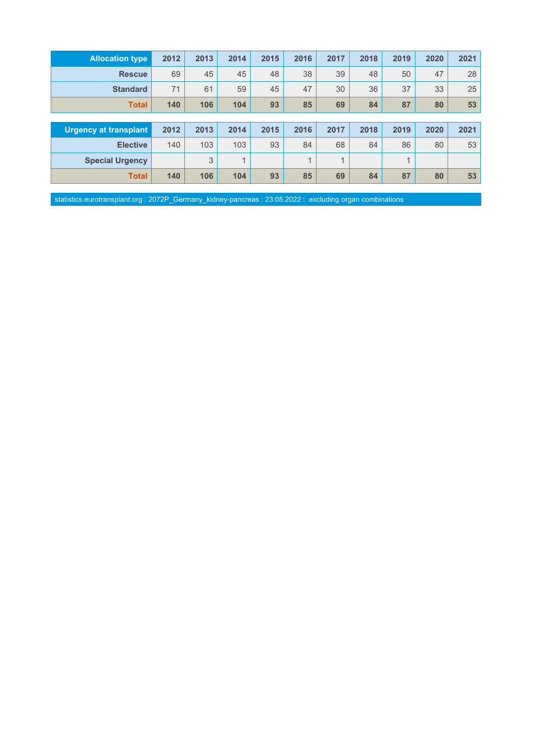| Allocation type | 2012 | 2013 | 2014 | 2015 | 2016 | 2017 | 2018 | 2019 | 2020 | 2021 |
|---|---|---|---|---|---|---|---|---|---|---|
| Rescue | 69 | 45 | 45 | 48 | 38 | 39 | 48 | 50 | 47 | 28 |
| Standard | 71 | 61 | 59 | 45 | 47 | 30 | 36 | 37 | 33 | 25 |
| **Total** | **140** | **106** | **104** | **93** | **85** | **69** | **84** | **87** | **80** | **53** |

| Urgency at transplant | 2012 | 2013 | 2014 | 2015 | 2016 | 2017 | 2018 | 2019 | 2020 | 2021 |
|---|---|---|---|---|---|---|---|---|---|---|
| Elective | 140 | 103 | 103 | 93 | 84 | 68 | 84 | 86 | 80 | 53 |
| Special Urgency | | 3 | 1 | | 1 | 1 | | 1 | | |
| **Total** | **140** | **106** | **104** | **93** | **85** | **69** | **84** | **87** | **80** | **53** |

statistics.eurotransplant.org : 2072P_Germany_kidney-pancreas : 23.05.2022 : excluding organ combinations